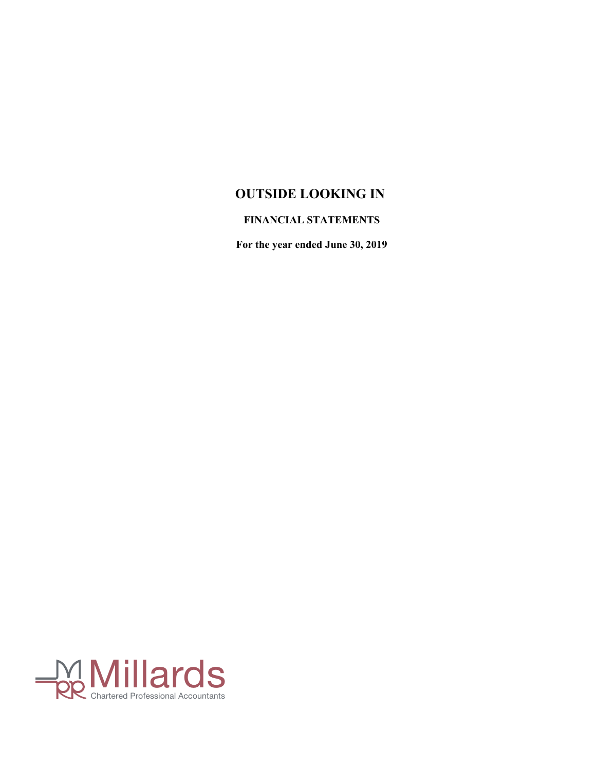# OUTSIDE LOOKING IN

**FINANCIAL STATEMENTS**

**For the year ended June 30, 2019**

Millards
Chartered Professional Accountants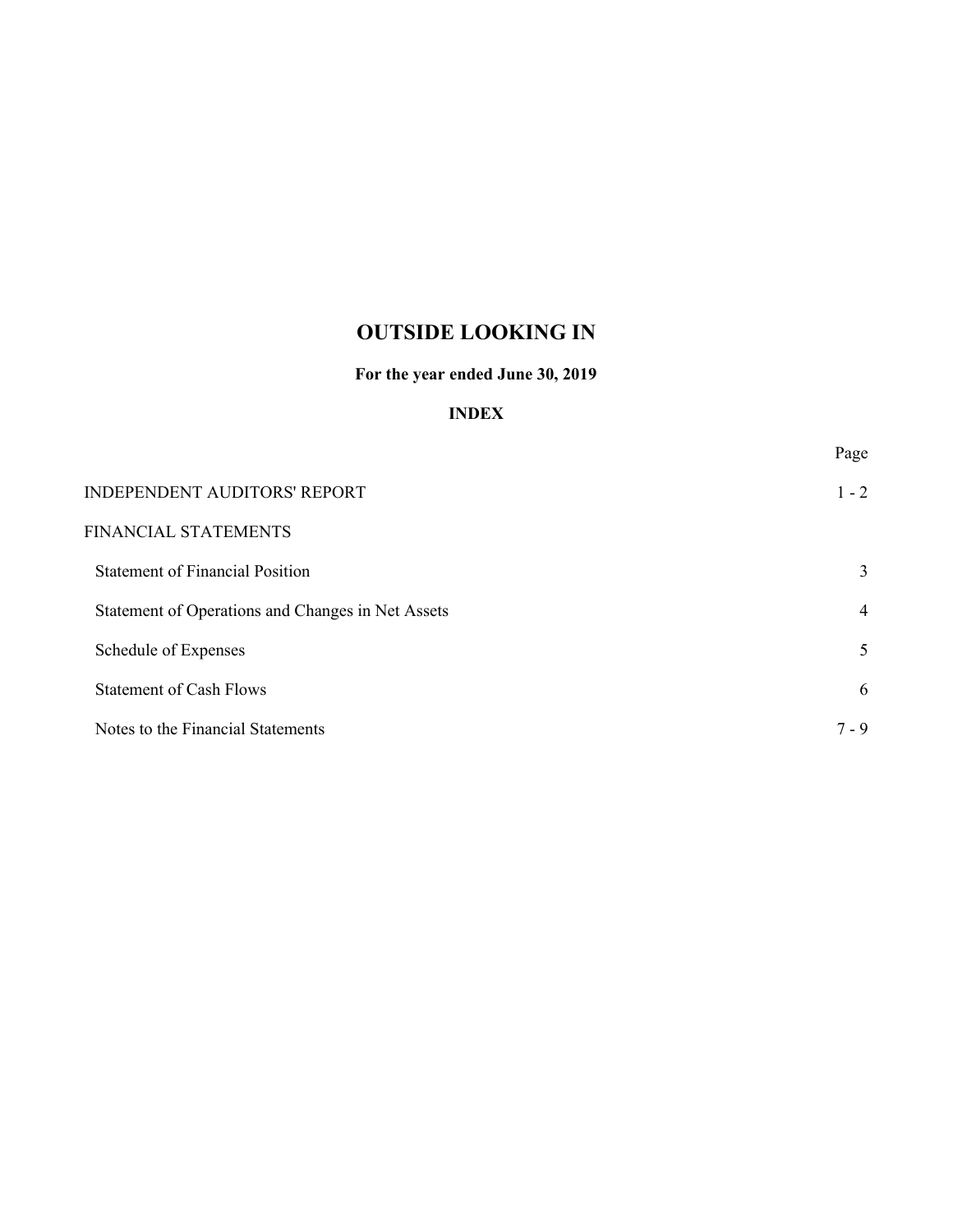# OUTSIDE LOOKING IN

**For the year ended June 30, 2019**

**INDEX**

| | Page |
|---|---|
| INDEPENDENT AUDITORS' REPORT | 1 - 2 |
| FINANCIAL STATEMENTS | |
| Statement of Financial Position | 3 |
| Statement of Operations and Changes in Net Assets | 4 |
| Schedule of Expenses | 5 |
| Statement of Cash Flows | 6 |
| Notes to the Financial Statements | 7 - 9 |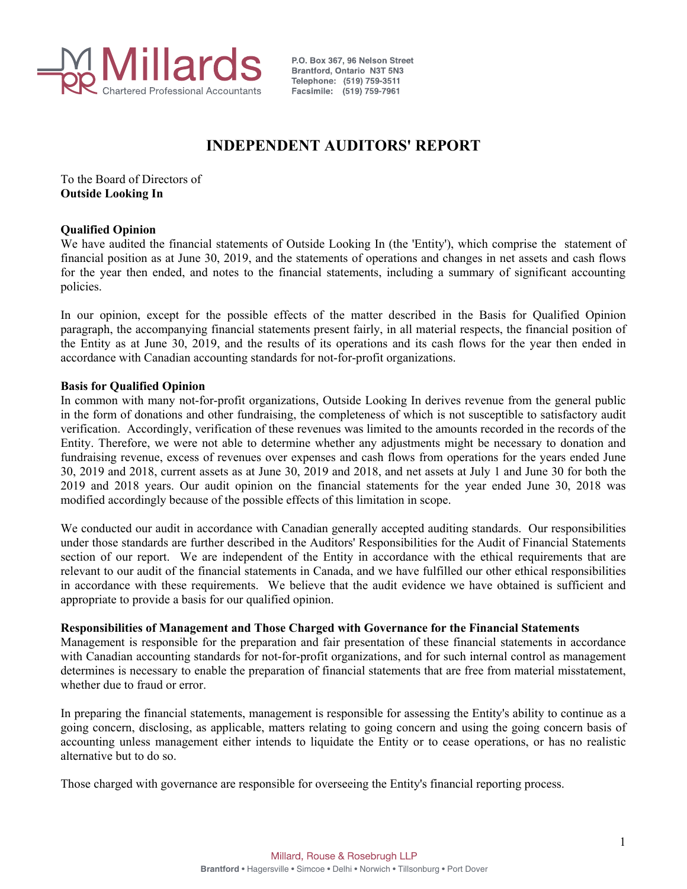Millards
Chartered Professional Accountants

P.O. Box 367, 96 Nelson Street
Brantford, Ontario N3T 5N3
Telephone: (519) 759-3511
Facsimile: (519) 759-7961

# INDEPENDENT AUDITORS' REPORT

To the Board of Directors of
**Outside Looking In**

**Qualified Opinion**

We have audited the financial statements of Outside Looking In (the 'Entity'), which comprise the statement of financial position as at June 30, 2019, and the statements of operations and changes in net assets and cash flows for the year then ended, and notes to the financial statements, including a summary of significant accounting policies.

In our opinion, except for the possible effects of the matter described in the Basis for Qualified Opinion paragraph, the accompanying financial statements present fairly, in all material respects, the financial position of the Entity as at June 30, 2019, and the results of its operations and its cash flows for the year then ended in accordance with Canadian accounting standards for not-for-profit organizations.

**Basis for Qualified Opinion**

In common with many not-for-profit organizations, Outside Looking In derives revenue from the general public in the form of donations and other fundraising, the completeness of which is not susceptible to satisfactory audit verification. Accordingly, verification of these revenues was limited to the amounts recorded in the records of the Entity. Therefore, we were not able to determine whether any adjustments might be necessary to donation and fundraising revenue, excess of revenues over expenses and cash flows from operations for the years ended June 30, 2019 and 2018, current assets as at June 30, 2019 and 2018, and net assets at July 1 and June 30 for both the 2019 and 2018 years. Our audit opinion on the financial statements for the year ended June 30, 2018 was modified accordingly because of the possible effects of this limitation in scope.

We conducted our audit in accordance with Canadian generally accepted auditing standards. Our responsibilities under those standards are further described in the Auditors' Responsibilities for the Audit of Financial Statements section of our report. We are independent of the Entity in accordance with the ethical requirements that are relevant to our audit of the financial statements in Canada, and we have fulfilled our other ethical responsibilities in accordance with these requirements. We believe that the audit evidence we have obtained is sufficient and appropriate to provide a basis for our qualified opinion.

**Responsibilities of Management and Those Charged with Governance for the Financial Statements**

Management is responsible for the preparation and fair presentation of these financial statements in accordance with Canadian accounting standards for not-for-profit organizations, and for such internal control as management determines is necessary to enable the preparation of financial statements that are free from material misstatement, whether due to fraud or error.

In preparing the financial statements, management is responsible for assessing the Entity's ability to continue as a going concern, disclosing, as applicable, matters relating to going concern and using the going concern basis of accounting unless management either intends to liquidate the Entity or to cease operations, or has no realistic alternative but to do so.

Those charged with governance are responsible for overseeing the Entity's financial reporting process.

Millard, Rouse & Rosebrugh LLP
**Brantford** • Hagersville • Simcoe • Delhi • Norwich • Tillsonburg • Port Dover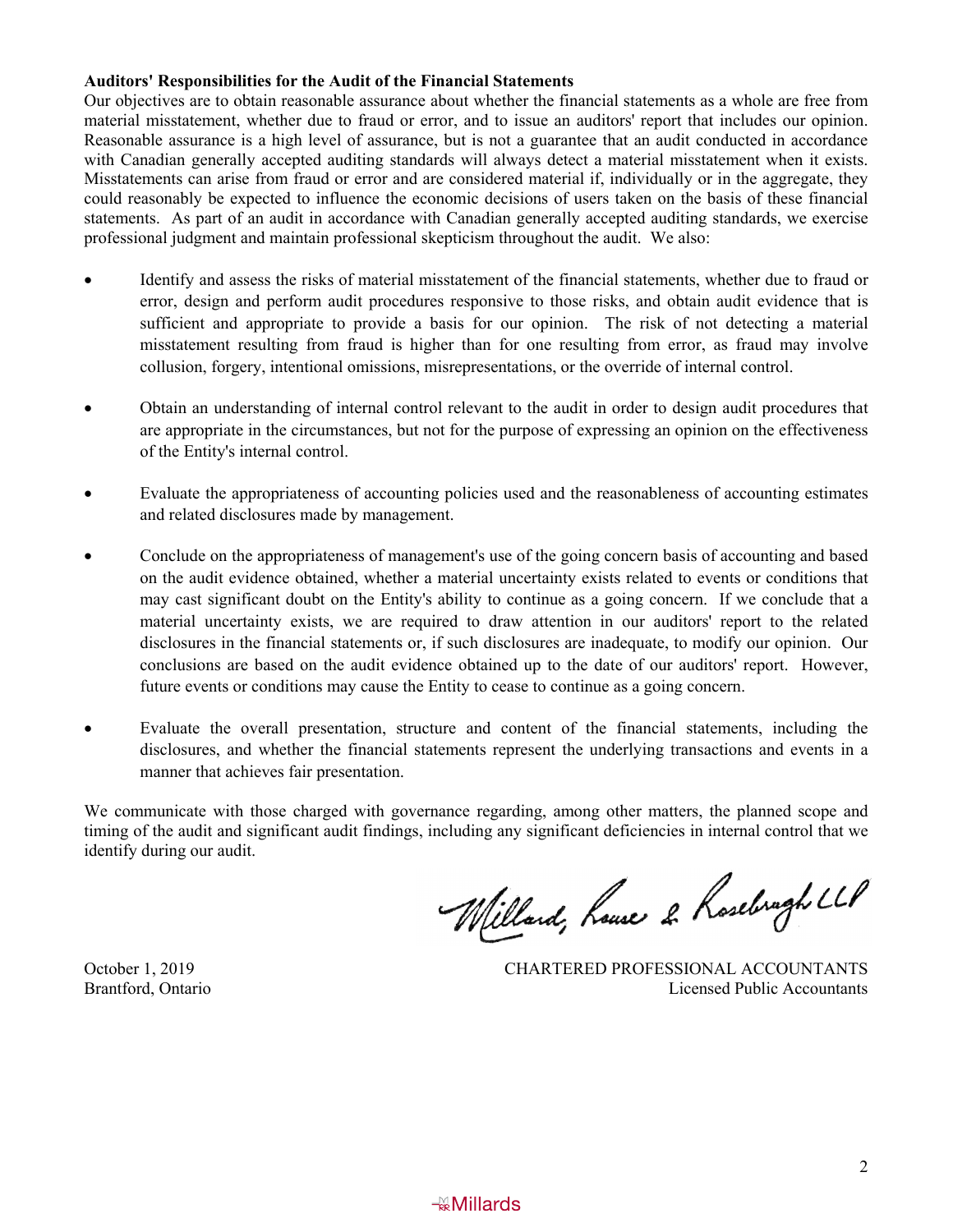**Auditors' Responsibilities for the Audit of the Financial Statements**

Our objectives are to obtain reasonable assurance about whether the financial statements as a whole are free from material misstatement, whether due to fraud or error, and to issue an auditors' report that includes our opinion. Reasonable assurance is a high level of assurance, but is not a guarantee that an audit conducted in accordance with Canadian generally accepted auditing standards will always detect a material misstatement when it exists. Misstatements can arise from fraud or error and are considered material if, individually or in the aggregate, they could reasonably be expected to influence the economic decisions of users taken on the basis of these financial statements. As part of an audit in accordance with Canadian generally accepted auditing standards, we exercise professional judgment and maintain professional skepticism throughout the audit. We also:

- Identify and assess the risks of material misstatement of the financial statements, whether due to fraud or error, design and perform audit procedures responsive to those risks, and obtain audit evidence that is sufficient and appropriate to provide a basis for our opinion. The risk of not detecting a material misstatement resulting from fraud is higher than for one resulting from error, as fraud may involve collusion, forgery, intentional omissions, misrepresentations, or the override of internal control.

- Obtain an understanding of internal control relevant to the audit in order to design audit procedures that are appropriate in the circumstances, but not for the purpose of expressing an opinion on the effectiveness of the Entity's internal control.

- Evaluate the appropriateness of accounting policies used and the reasonableness of accounting estimates and related disclosures made by management.

- Conclude on the appropriateness of management's use of the going concern basis of accounting and based on the audit evidence obtained, whether a material uncertainty exists related to events or conditions that may cast significant doubt on the Entity's ability to continue as a going concern. If we conclude that a material uncertainty exists, we are required to draw attention in our auditors' report to the related disclosures in the financial statements or, if such disclosures are inadequate, to modify our opinion. Our conclusions are based on the audit evidence obtained up to the date of our auditors' report. However, future events or conditions may cause the Entity to cease to continue as a going concern.

- Evaluate the overall presentation, structure and content of the financial statements, including the disclosures, and whether the financial statements represent the underlying transactions and events in a manner that achieves fair presentation.

We communicate with those charged with governance regarding, among other matters, the planned scope and timing of the audit and significant audit findings, including any significant deficiencies in internal control that we identify during our audit.

Millard, Rouse & Rosebrugh LLP

October 1, 2019
Brantford, Ontario

CHARTERED PROFESSIONAL ACCOUNTANTS
Licensed Public Accountants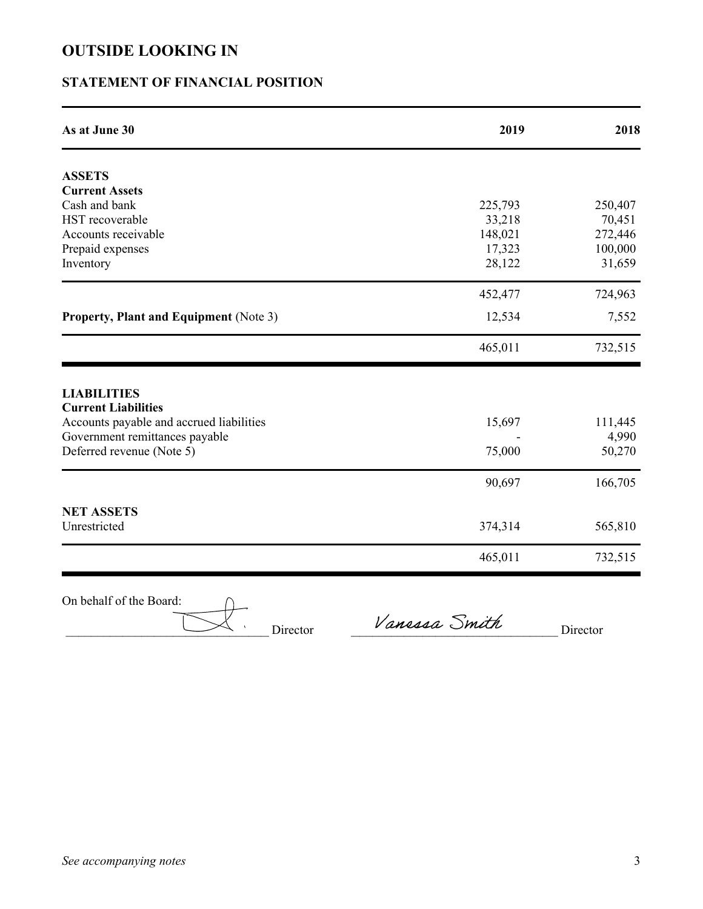# OUTSIDE LOOKING IN

## STATEMENT OF FINANCIAL POSITION

| As at June 30 | 2019 | 2018 |
|---|---|---|
| **ASSETS** | | |
| **Current Assets** | | |
| Cash and bank | 225,793 | 250,407 |
| HST recoverable | 33,218 | 70,451 |
| Accounts receivable | 148,021 | 272,446 |
| Prepaid expenses | 17,323 | 100,000 |
| Inventory | 28,122 | 31,659 |
| | 452,477 | 724,963 |
| **Property, Plant and Equipment** (Note 3) | 12,534 | 7,552 |
| | 465,011 | 732,515 |
| **LIABILITIES** | | |
| **Current Liabilities** | | |
| Accounts payable and accrued liabilities | 15,697 | 111,445 |
| Government remittances payable | - | 4,990 |
| Deferred revenue (Note 5) | 75,000 | 50,270 |
| | 90,697 | 166,705 |
| **NET ASSETS** | | |
| Unrestricted | 374,314 | 565,810 |
| | 465,011 | 732,515 |

On behalf of the Board:

_______________________________ Director    Vanessa Smith _______________________________ Director

*See accompanying notes*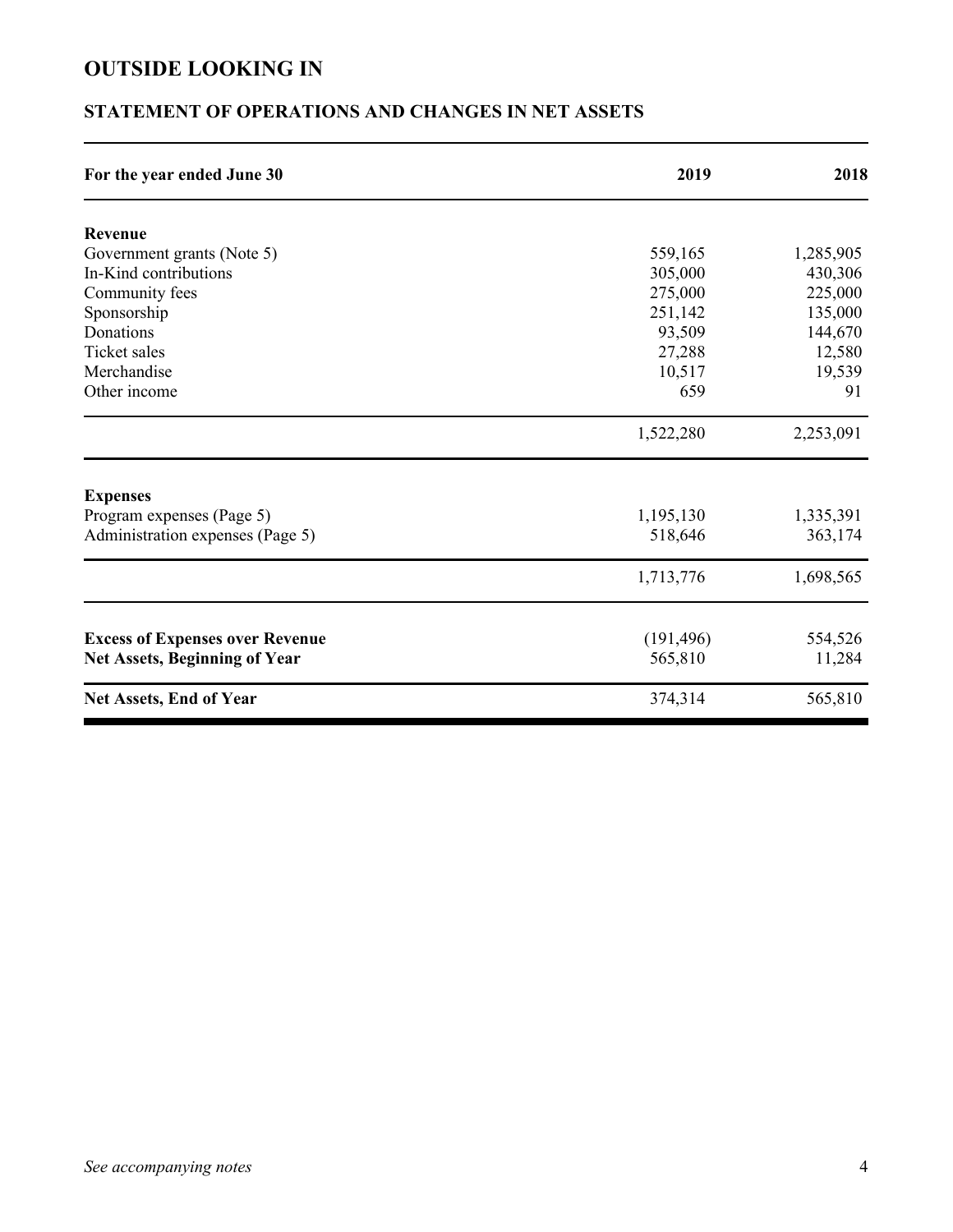# OUTSIDE LOOKING IN

## STATEMENT OF OPERATIONS AND CHANGES IN NET ASSETS

| For the year ended June 30 | 2019 | 2018 |
|---|---|---|
| **Revenue** | | |
| Government grants (Note 5) | 559,165 | 1,285,905 |
| In-Kind contributions | 305,000 | 430,306 |
| Community fees | 275,000 | 225,000 |
| Sponsorship | 251,142 | 135,000 |
| Donations | 93,509 | 144,670 |
| Ticket sales | 27,288 | 12,580 |
| Merchandise | 10,517 | 19,539 |
| Other income | 659 | 91 |
| | 1,522,280 | 2,253,091 |
| **Expenses** | | |
| Program expenses (Page 5) | 1,195,130 | 1,335,391 |
| Administration expenses (Page 5) | 518,646 | 363,174 |
| | 1,713,776 | 1,698,565 |
| **Excess of Expenses over Revenue** | (191,496) | 554,526 |
| **Net Assets, Beginning of Year** | 565,810 | 11,284 |
| **Net Assets, End of Year** | 374,314 | 565,810 |

*See accompanying notes*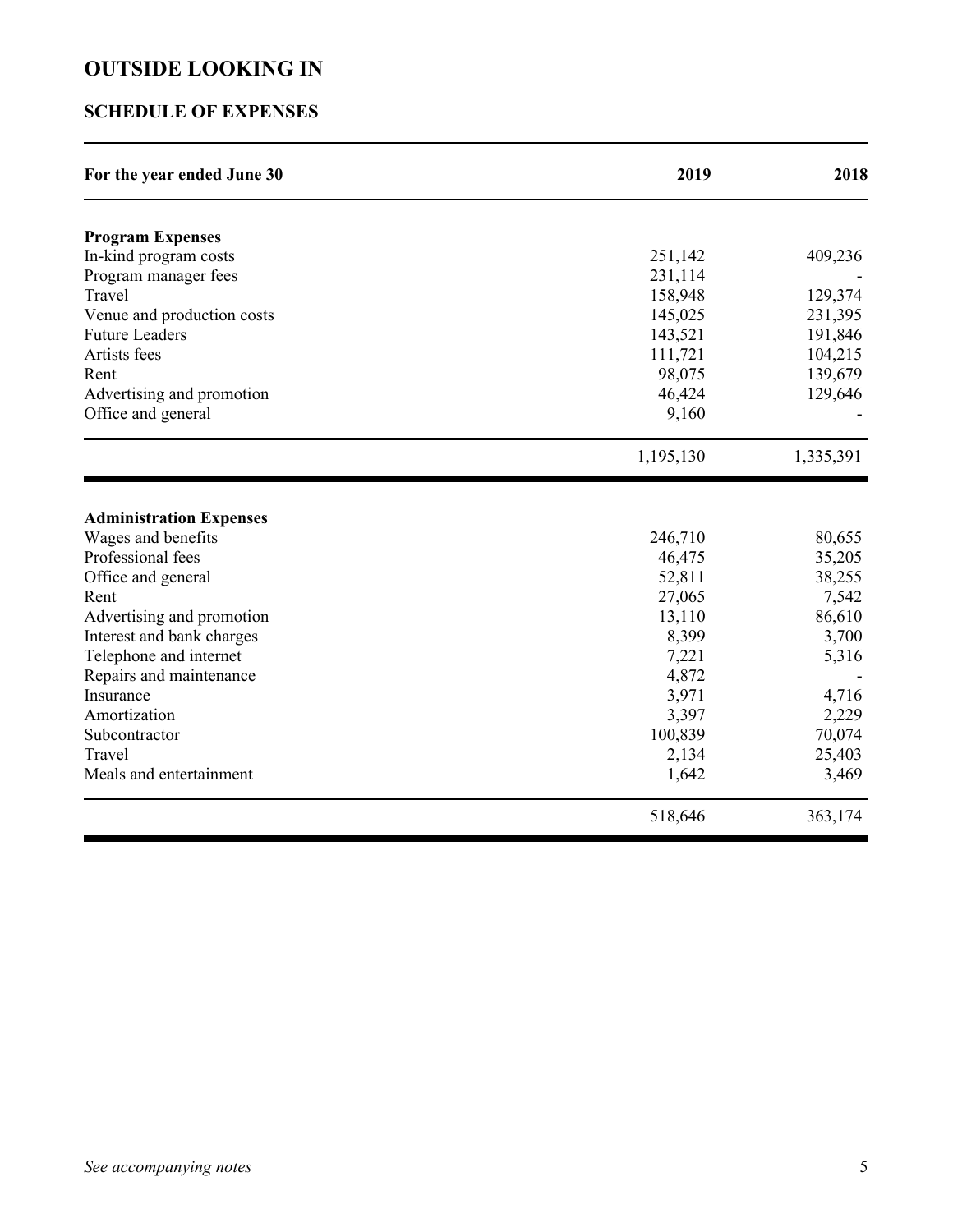# OUTSIDE LOOKING IN

## SCHEDULE OF EXPENSES

| For the year ended June 30 | 2019 | 2018 |
|---|---|---|
| **Program Expenses** | | |
| In-kind program costs | 251,142 | 409,236 |
| Program manager fees | 231,114 | - |
| Travel | 158,948 | 129,374 |
| Venue and production costs | 145,025 | 231,395 |
| Future Leaders | 143,521 | 191,846 |
| Artists fees | 111,721 | 104,215 |
| Rent | 98,075 | 139,679 |
| Advertising and promotion | 46,424 | 129,646 |
| Office and general | 9,160 | - |
| | 1,195,130 | 1,335,391 |

| For the year ended June 30 | 2019 | 2018 |
|---|---|---|
| **Administration Expenses** | | |
| Wages and benefits | 246,710 | 80,655 |
| Professional fees | 46,475 | 35,205 |
| Office and general | 52,811 | 38,255 |
| Rent | 27,065 | 7,542 |
| Advertising and promotion | 13,110 | 86,610 |
| Interest and bank charges | 8,399 | 3,700 |
| Telephone and internet | 7,221 | 5,316 |
| Repairs and maintenance | 4,872 | - |
| Insurance | 3,971 | 4,716 |
| Amortization | 3,397 | 2,229 |
| Subcontractor | 100,839 | 70,074 |
| Travel | 2,134 | 25,403 |
| Meals and entertainment | 1,642 | 3,469 |
| | 518,646 | 363,174 |

*See accompanying notes*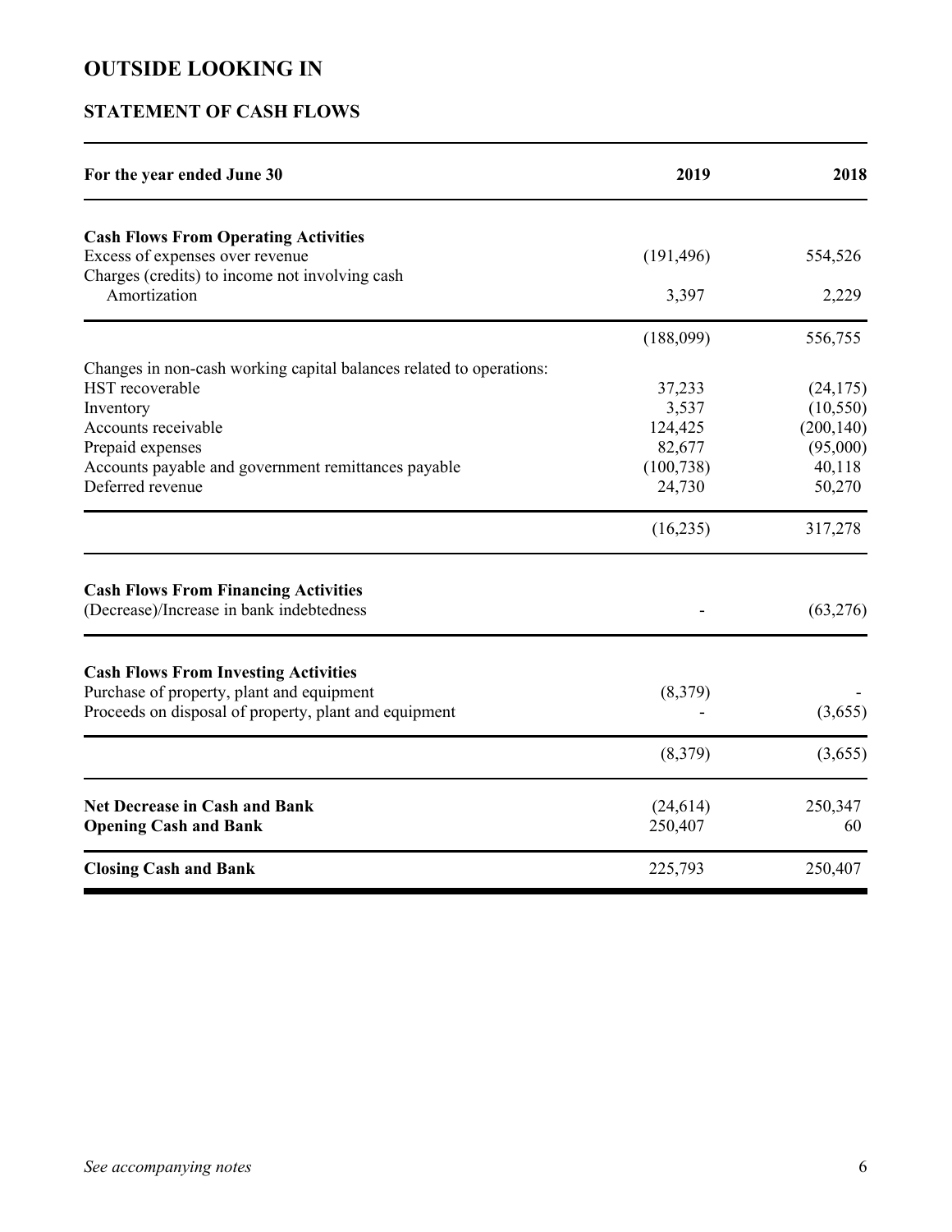# OUTSIDE LOOKING IN

## STATEMENT OF CASH FLOWS

| For the year ended June 30 | 2019 | 2018 |
|---|---|---|
| **Cash Flows From Operating Activities** | | |
| Excess of expenses over revenue | (191,496) | 554,526 |
| Charges (credits) to income not involving cash | | |
| Amortization | 3,397 | 2,229 |
| | (188,099) | 556,755 |
| Changes in non-cash working capital balances related to operations: | | |
| HST recoverable | 37,233 | (24,175) |
| Inventory | 3,537 | (10,550) |
| Accounts receivable | 124,425 | (200,140) |
| Prepaid expenses | 82,677 | (95,000) |
| Accounts payable and government remittances payable | (100,738) | 40,118 |
| Deferred revenue | 24,730 | 50,270 |
| | (16,235) | 317,278 |
| **Cash Flows From Financing Activities** | | |
| (Decrease)/Increase in bank indebtedness | - | (63,276) |
| **Cash Flows From Investing Activities** | | |
| Purchase of property, plant and equipment | (8,379) | - |
| Proceeds on disposal of property, plant and equipment | - | (3,655) |
| | (8,379) | (3,655) |
| **Net Decrease in Cash and Bank** | (24,614) | 250,347 |
| **Opening Cash and Bank** | 250,407 | 60 |
| **Closing Cash and Bank** | 225,793 | 250,407 |

*See accompanying notes*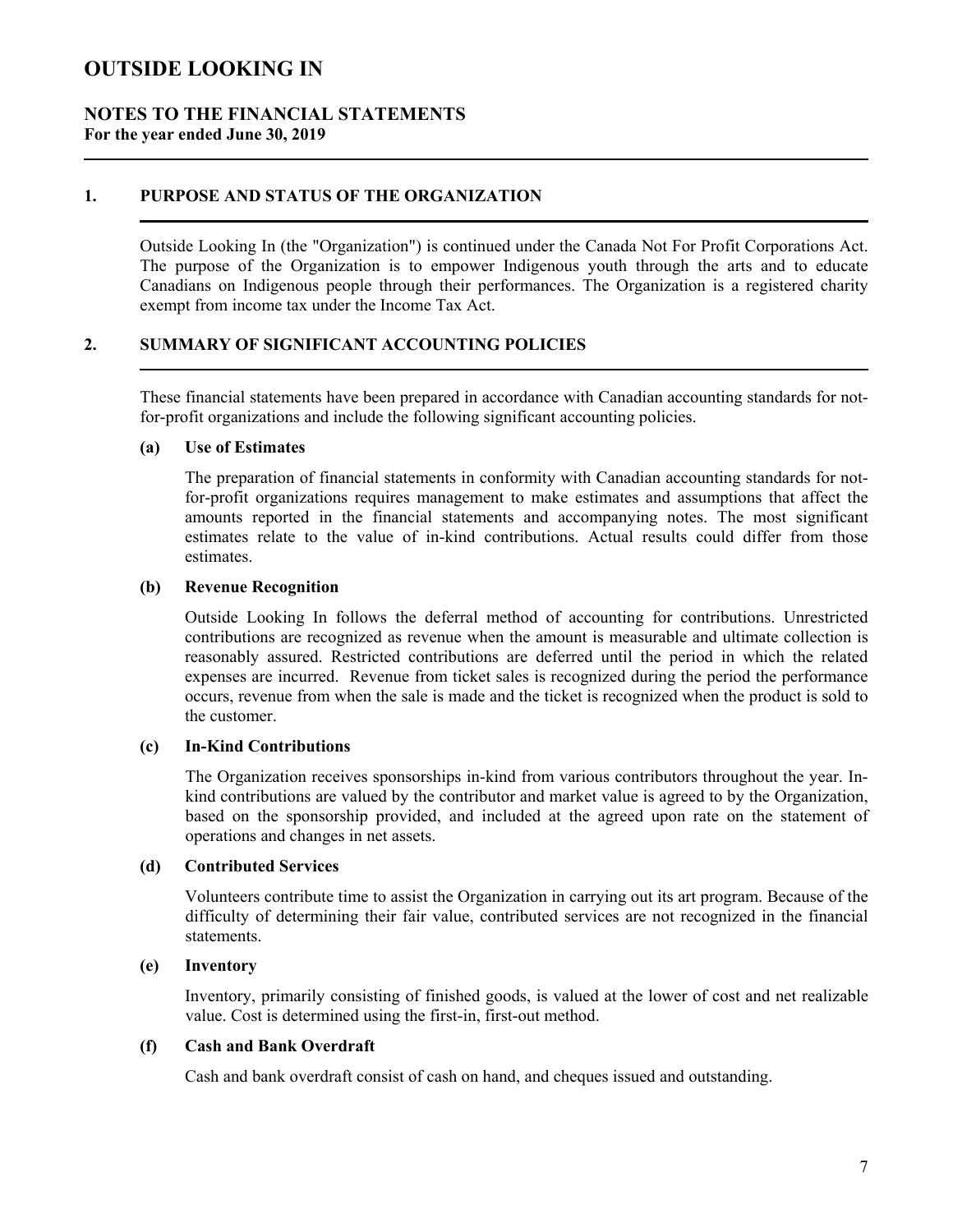# OUTSIDE LOOKING IN

## NOTES TO THE FINANCIAL STATEMENTS

**For the year ended June 30, 2019**

### 1. PURPOSE AND STATUS OF THE ORGANIZATION

Outside Looking In (the "Organization") is continued under the Canada Not For Profit Corporations Act. The purpose of the Organization is to empower Indigenous youth through the arts and to educate Canadians on Indigenous people through their performances. The Organization is a registered charity exempt from income tax under the Income Tax Act.

### 2. SUMMARY OF SIGNIFICANT ACCOUNTING POLICIES

These financial statements have been prepared in accordance with Canadian accounting standards for not-for-profit organizations and include the following significant accounting policies.

**(a) Use of Estimates**

The preparation of financial statements in conformity with Canadian accounting standards for not-for-profit organizations requires management to make estimates and assumptions that affect the amounts reported in the financial statements and accompanying notes. The most significant estimates relate to the value of in-kind contributions. Actual results could differ from those estimates.

**(b) Revenue Recognition**

Outside Looking In follows the deferral method of accounting for contributions. Unrestricted contributions are recognized as revenue when the amount is measurable and ultimate collection is reasonably assured. Restricted contributions are deferred until the period in which the related expenses are incurred. Revenue from ticket sales is recognized during the period the performance occurs, revenue from when the sale is made and the ticket is recognized when the product is sold to the customer.

**(c) In-Kind Contributions**

The Organization receives sponsorships in-kind from various contributors throughout the year. In-kind contributions are valued by the contributor and market value is agreed to by the Organization, based on the sponsorship provided, and included at the agreed upon rate on the statement of operations and changes in net assets.

**(d) Contributed Services**

Volunteers contribute time to assist the Organization in carrying out its art program. Because of the difficulty of determining their fair value, contributed services are not recognized in the financial statements.

**(e) Inventory**

Inventory, primarily consisting of finished goods, is valued at the lower of cost and net realizable value. Cost is determined using the first-in, first-out method.

**(f) Cash and Bank Overdraft**

Cash and bank overdraft consist of cash on hand, and cheques issued and outstanding.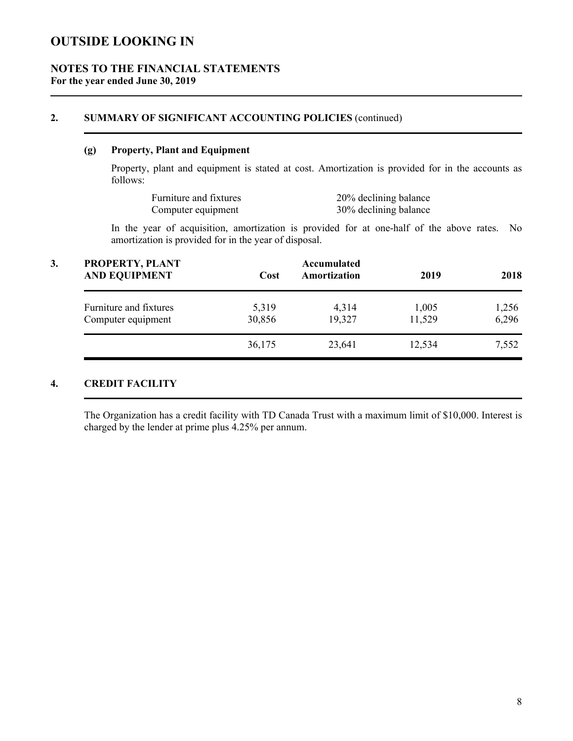# OUTSIDE LOOKING IN

## NOTES TO THE FINANCIAL STATEMENTS
**For the year ended June 30, 2019**

## 2. SUMMARY OF SIGNIFICANT ACCOUNTING POLICIES (continued)

### (g) Property, Plant and Equipment

Property, plant and equipment is stated at cost. Amortization is provided for in the accounts as follows:

| | |
|---|---|
| Furniture and fixtures | 20% declining balance |
| Computer equipment | 30% declining balance |

In the year of acquisition, amortization is provided for at one-half of the above rates. No amortization is provided for in the year of disposal.

## 3. PROPERTY, PLANT AND EQUIPMENT

| PROPERTY, PLANT AND EQUIPMENT | Cost | Accumulated Amortization | 2019 | 2018 |
|---|---|---|---|---|
| Furniture and fixtures | 5,319 | 4,314 | 1,005 | 1,256 |
| Computer equipment | 30,856 | 19,327 | 11,529 | 6,296 |
| | 36,175 | 23,641 | 12,534 | 7,552 |

## 4. CREDIT FACILITY

The Organization has a credit facility with TD Canada Trust with a maximum limit of $10,000. Interest is charged by the lender at prime plus 4.25% per annum.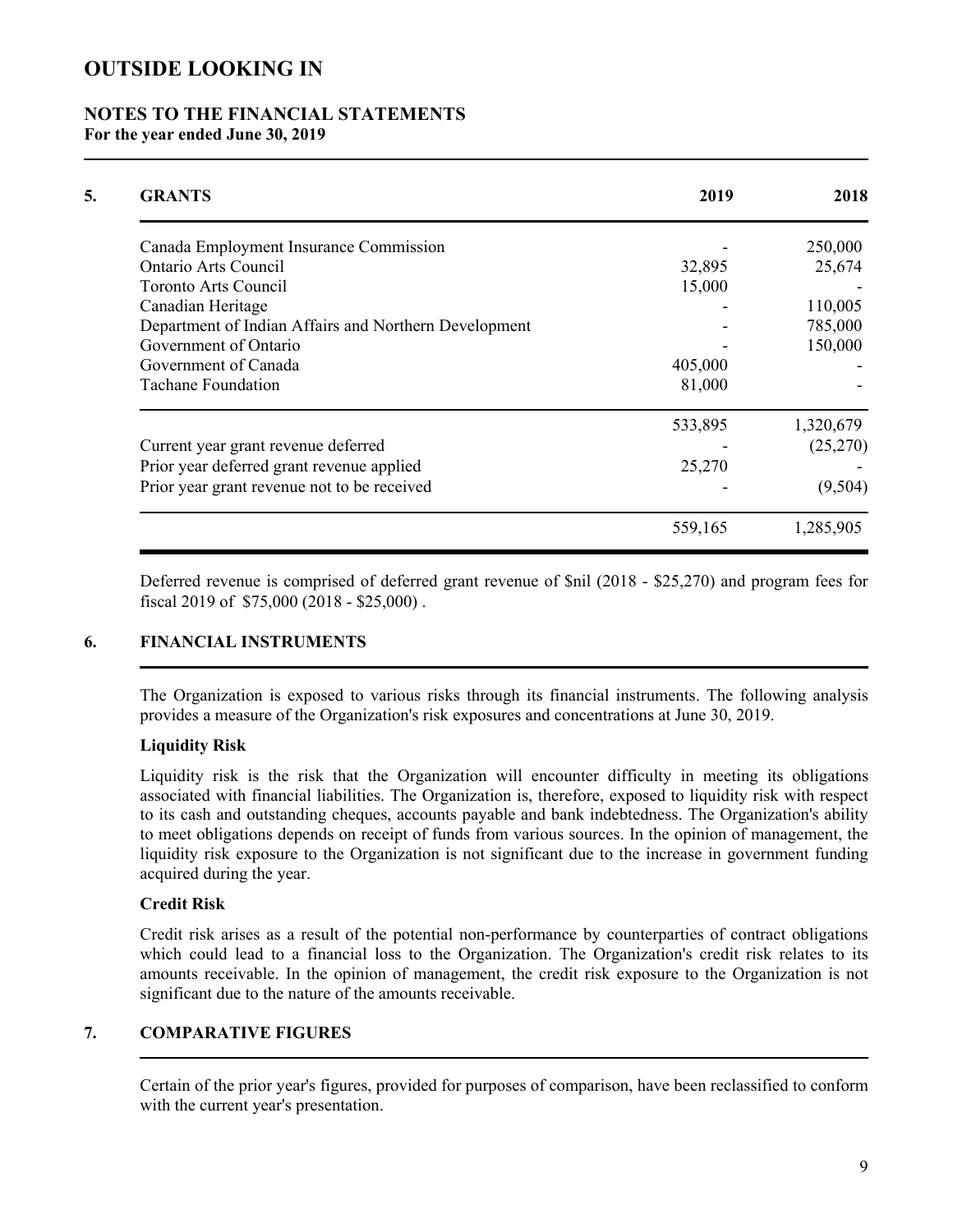# OUTSIDE LOOKING IN

## NOTES TO THE FINANCIAL STATEMENTS
**For the year ended June 30, 2019**

### 5. GRANTS

| | 2019 | 2018 |
|---|---|---|
| Canada Employment Insurance Commission | - | 250,000 |
| Ontario Arts Council | 32,895 | 25,674 |
| Toronto Arts Council | 15,000 | - |
| Canadian Heritage | - | 110,005 |
| Department of Indian Affairs and Northern Development | - | 785,000 |
| Government of Ontario | - | 150,000 |
| Government of Canada | 405,000 | - |
| Tachane Foundation | 81,000 | - |
| | 533,895 | 1,320,679 |
| Current year grant revenue deferred | - | (25,270) |
| Prior year deferred grant revenue applied | 25,270 | - |
| Prior year grant revenue not to be received | - | (9,504) |
| | 559,165 | 1,285,905 |

Deferred revenue is comprised of deferred grant revenue of $nil (2018 - $25,270) and program fees for fiscal 2019 of $75,000 (2018 - $25,000) .

### 6. FINANCIAL INSTRUMENTS

The Organization is exposed to various risks through its financial instruments. The following analysis provides a measure of the Organization's risk exposures and concentrations at June 30, 2019.

**Liquidity Risk**

Liquidity risk is the risk that the Organization will encounter difficulty in meeting its obligations associated with financial liabilities. The Organization is, therefore, exposed to liquidity risk with respect to its cash and outstanding cheques, accounts payable and bank indebtedness. The Organization's ability to meet obligations depends on receipt of funds from various sources. In the opinion of management, the liquidity risk exposure to the Organization is not significant due to the increase in government funding acquired during the year.

**Credit Risk**

Credit risk arises as a result of the potential non-performance by counterparties of contract obligations which could lead to a financial loss to the Organization. The Organization's credit risk relates to its amounts receivable. In the opinion of management, the credit risk exposure to the Organization is not significant due to the nature of the amounts receivable.

### 7. COMPARATIVE FIGURES

Certain of the prior year's figures, provided for purposes of comparison, have been reclassified to conform with the current year's presentation.